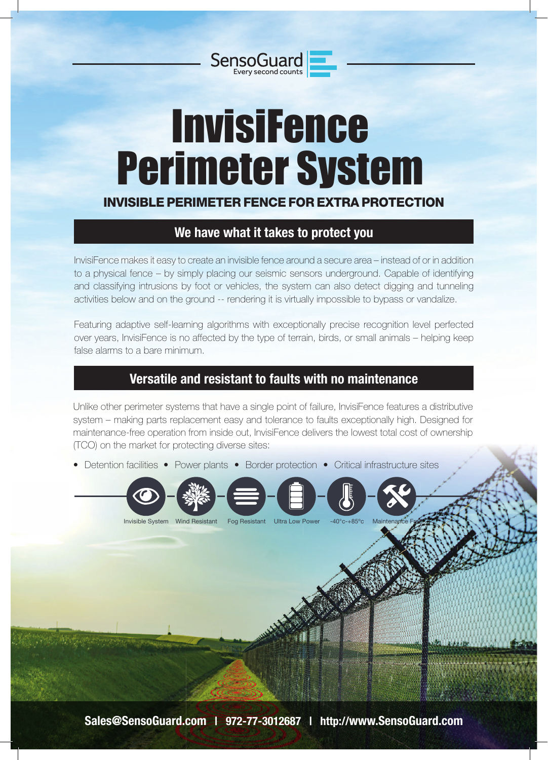SensoGuard
Every second counts

# InvisiFence Perimeter System

### INVISIBLE PERIMETER FENCE FOR EXTRA PROTECTION

## We have what it takes to protect you

InvisiFence makes it easy to create an invisible fence around a secure area – instead of or in addition to a physical fence – by simply placing our seismic sensors underground. Capable of identifying and classifying intrusions by foot or vehicles, the system can also detect digging and tunneling activities below and on the ground -- rendering it is virtually impossible to bypass or vandalize.

Featuring adaptive self-learning algorithms with exceptionally precise recognition level perfected over years, InvisiFence is no affected by the type of terrain, birds, or small animals – helping keep false alarms to a bare minimum.

## Versatile and resistant to faults with no maintenance

Unlike other perimeter systems that have a single point of failure, InvisiFence features a distributive system – making parts replacement easy and tolerance to faults exceptionally high. Designed for maintenance-free operation from inside out, InvisiFence delivers the lowest total cost of ownership (TCO) on the market for protecting diverse sites:

- Detention facilities
- Power plants
- Border protection
- Critical infrastructure sites

Invisible System | Wind Resistant | Fog Resistant | Ultra Low Power | -40°c-+85°c | Maintenance Free

**Sales@SensoGuard.com | 972-77-3012687 | http://www.SensoGuard.com**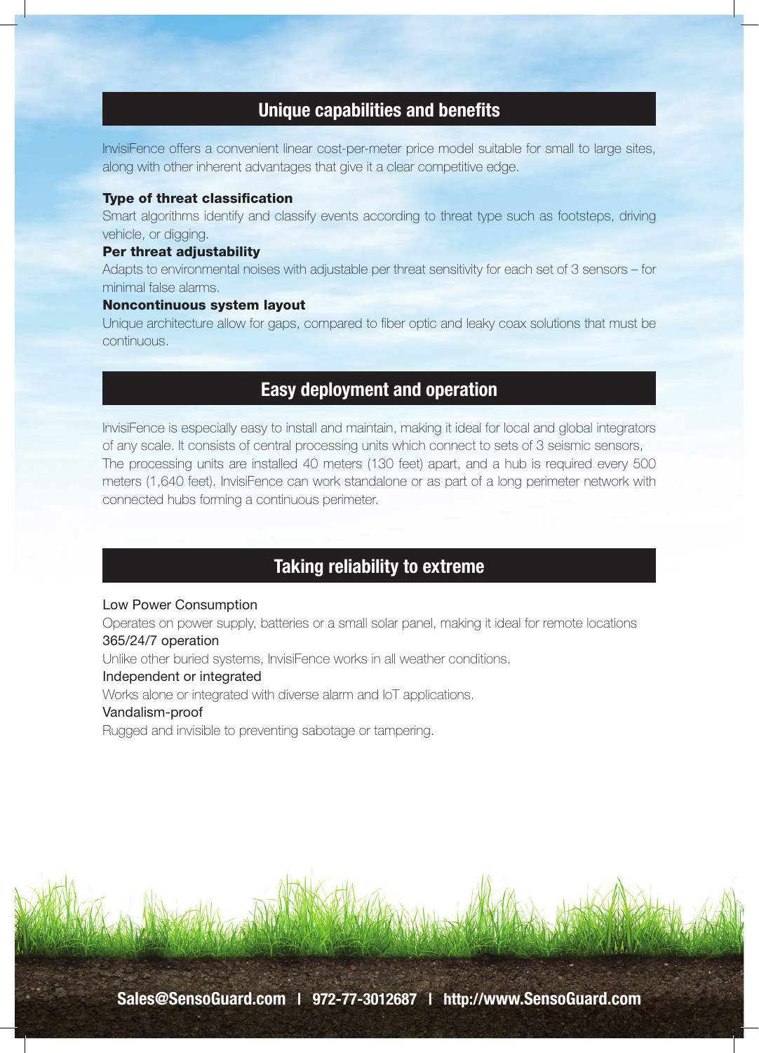## Unique capabilities and benefits

InvisiFence offers a convenient linear cost-per-meter price model suitable for small to large sites, along with other inherent advantages that give it a clear competitive edge.

**Type of threat classification**

Smart algorithms identify and classify events according to threat type such as footsteps, driving vehicle, or digging.

**Per threat adjustability**

Adapts to environmental noises with adjustable per threat sensitivity for each set of 3 sensors – for minimal false alarms.

**Noncontinuous system layout**

Unique architecture allow for gaps, compared to fiber optic and leaky coax solutions that must be continuous.

## Easy deployment and operation

InvisiFence is especially easy to install and maintain, making it ideal for local and global integrators of any scale. It consists of central processing units which connect to sets of 3 seismic sensors, The processing units are installed 40 meters (130 feet) apart, and a hub is required every 500 meters (1,640 feet). InvisiFence can work standalone or as part of a long perimeter network with connected hubs forming a continuous perimeter.

## Taking reliability to extreme

Low Power Consumption

Operates on power supply, batteries or a small solar panel, making it ideal for remote locations

365/24/7 operation

Unlike other buried systems, InvisiFence works in all weather conditions.

Independent or integrated

Works alone or integrated with diverse alarm and IoT applications.

Vandalism-proof

Rugged and invisible to preventing sabotage or tampering.

**Sales@SensoGuard.com | 972-77-3012687 | http://www.SensoGuard.com**